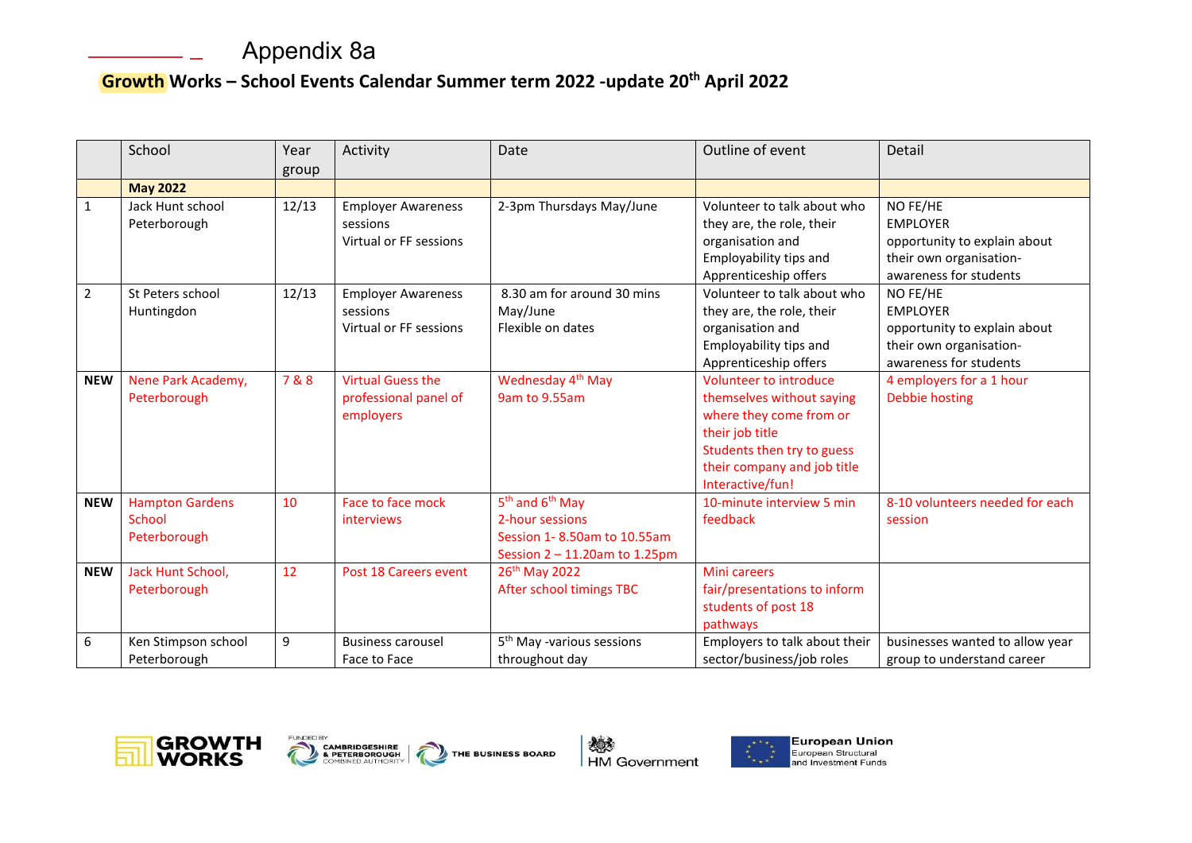# Appendix 8a

## Growth Works – School Events Calendar Summer term 2022 -update 20th April 2022

| | School | Year group | Activity | Date | Outline of event | Detail |
|---|---|---|---|---|---|---|
| | **May 2022** | | | | | |
| 1 | Jack Hunt school Peterborough | 12/13 | Employer Awareness sessions<br>Virtual or FF sessions | 2-3pm Thursdays May/June | Volunteer to talk about who they are, the role, their organisation and Employability tips and Apprenticeship offers | NO FE/HE<br>EMPLOYER<br>opportunity to explain about their own organisation-awareness for students |
| 2 | St Peters school Huntingdon | 12/13 | Employer Awareness sessions<br>Virtual or FF sessions | 8.30 am for around 30 mins May/June<br>Flexible on dates | Volunteer to talk about who they are, the role, their organisation and Employability tips and Apprenticeship offers | NO FE/HE<br>EMPLOYER<br>opportunity to explain about their own organisation-awareness for students |
| **NEW** | Nene Park Academy, Peterborough | 7 & 8 | Virtual Guess the professional panel of employers | Wednesday 4th May<br>9am to 9.55am | Volunteer to introduce themselves without saying where they come from or their job title<br>Students then try to guess their company and job title<br>Interactive/fun! | 4 employers for a 1 hour<br>Debbie hosting |
| **NEW** | Hampton Gardens School Peterborough | 10 | Face to face mock interviews | 5th and 6th May<br>2-hour sessions<br>Session 1- 8.50am to 10.55am<br>Session 2 – 11.20am to 1.25pm | 10-minute interview 5 min feedback | 8-10 volunteers needed for each session |
| **NEW** | Jack Hunt School, Peterborough | 12 | Post 18 Careers event | 26th May 2022<br>After school timings TBC | Mini careers fair/presentations to inform students of post 18 pathways | |
| 6 | Ken Stimpson school Peterborough | 9 | Business carousel<br>Face to Face | 5th May -various sessions throughout day | Employers to talk about their sector/business/job roles | businesses wanted to allow year group to understand career |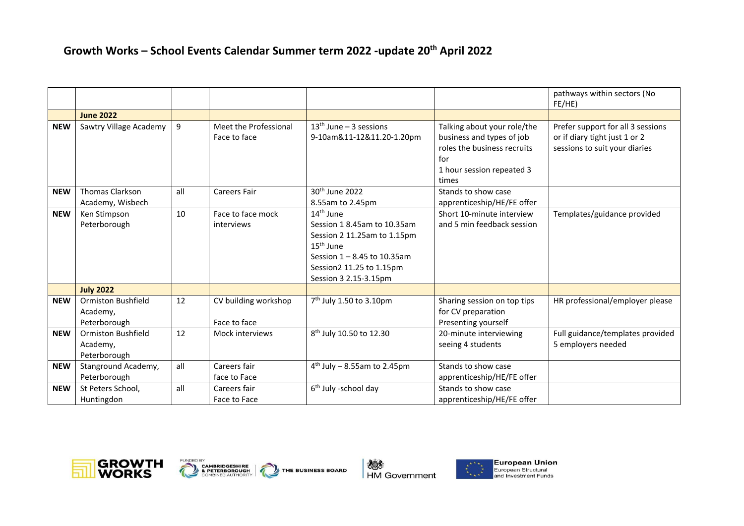# Growth Works – School Events Calendar Summer term 2022 -update 20th April 2022

| | | | | | | |
|---|---|---|---|---|---|---|
| | | | | | | pathways within sectors (No FE/HE) |
| | **June 2022** | | | | | |
| **NEW** | Sawtry Village Academy | 9 | Meet the Professional Face to face | 13th June – 3 sessions 9-10am&11-12&11.20-1.20pm | Talking about your role/the business and types of job roles the business recruits for 1 hour session repeated 3 times | Prefer support for all 3 sessions or if diary tight just 1 or 2 sessions to suit your diaries |
| **NEW** | Thomas Clarkson Academy, Wisbech | all | Careers Fair | 30th June 2022 8.55am to 2.45pm | Stands to show case apprenticeship/HE/FE offer | |
| **NEW** | Ken Stimpson Peterborough | 10 | Face to face mock interviews | 14th June Session 1 8.45am to 10.35am Session 2 11.25am to 1.15pm 15th June Session 1 – 8.45 to 10.35am Session2 11.25 to 1.15pm Session 3 2.15-3.15pm | Short 10-minute interview and 5 min feedback session | Templates/guidance provided |
| | **July 2022** | | | | | |
| **NEW** | Ormiston Bushfield Academy, Peterborough | 12 | CV building workshop Face to face | 7th July 1.50 to 3.10pm | Sharing session on top tips for CV preparation Presenting yourself | HR professional/employer please |
| **NEW** | Ormiston Bushfield Academy, Peterborough | 12 | Mock interviews | 8th July 10.50 to 12.30 | 20-minute interviewing seeing 4 students | Full guidance/templates provided 5 employers needed |
| **NEW** | Stanground Academy, Peterborough | all | Careers fair face to Face | 4th July – 8.55am to 2.45pm | Stands to show case apprenticeship/HE/FE offer | |
| **NEW** | St Peters School, Huntingdon | all | Careers fair Face to Face | 6th July -school day | Stands to show case apprenticeship/HE/FE offer | |

GROWTH WORKS | FUNDED BY CAMBRIDGESHIRE & PETERBOROUGH COMBINED AUTHORITY | THE BUSINESS BOARD | HM Government | European Union European Structural and Investment Funds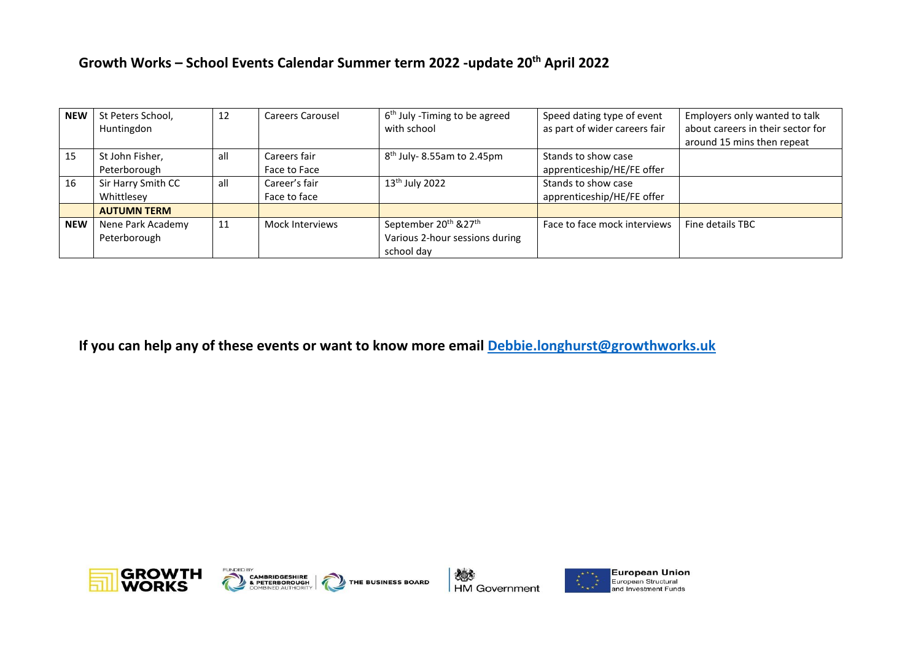## Growth Works – School Events Calendar Summer term 2022 -update 20th April 2022

| | | | | | | |
|---|---|---|---|---|---|---|
| **NEW** | St Peters School, Huntingdon | 12 | Careers Carousel | 6th July -Timing to be agreed with school | Speed dating type of event as part of wider careers fair | Employers only wanted to talk about careers in their sector for around 15 mins then repeat |
| 15 | St John Fisher, Peterborough | all | Careers fair Face to Face | 8th July- 8.55am to 2.45pm | Stands to show case apprenticeship/HE/FE offer | |
| 16 | Sir Harry Smith CC Whittlesey | all | Career's fair Face to face | 13th July 2022 | Stands to show case apprenticeship/HE/FE offer | |
| | **AUTUMN TERM** | | | | | |
| **NEW** | Nene Park Academy Peterborough | 11 | Mock Interviews | September 20th &27th Various 2-hour sessions during school day | Face to face mock interviews | Fine details TBC |

**If you can help any of these events or want to know more email [Debbie.longhurst@growthworks.uk](mailto:Debbie.longhurst@growthworks.uk)**

GROWTH WORKS

FUNDED BY CAMBRIDGESHIRE & PETERBOROUGH COMBINED AUTHORITY | THE BUSINESS BOARD

HM Government

European Union European Structural and Investment Funds